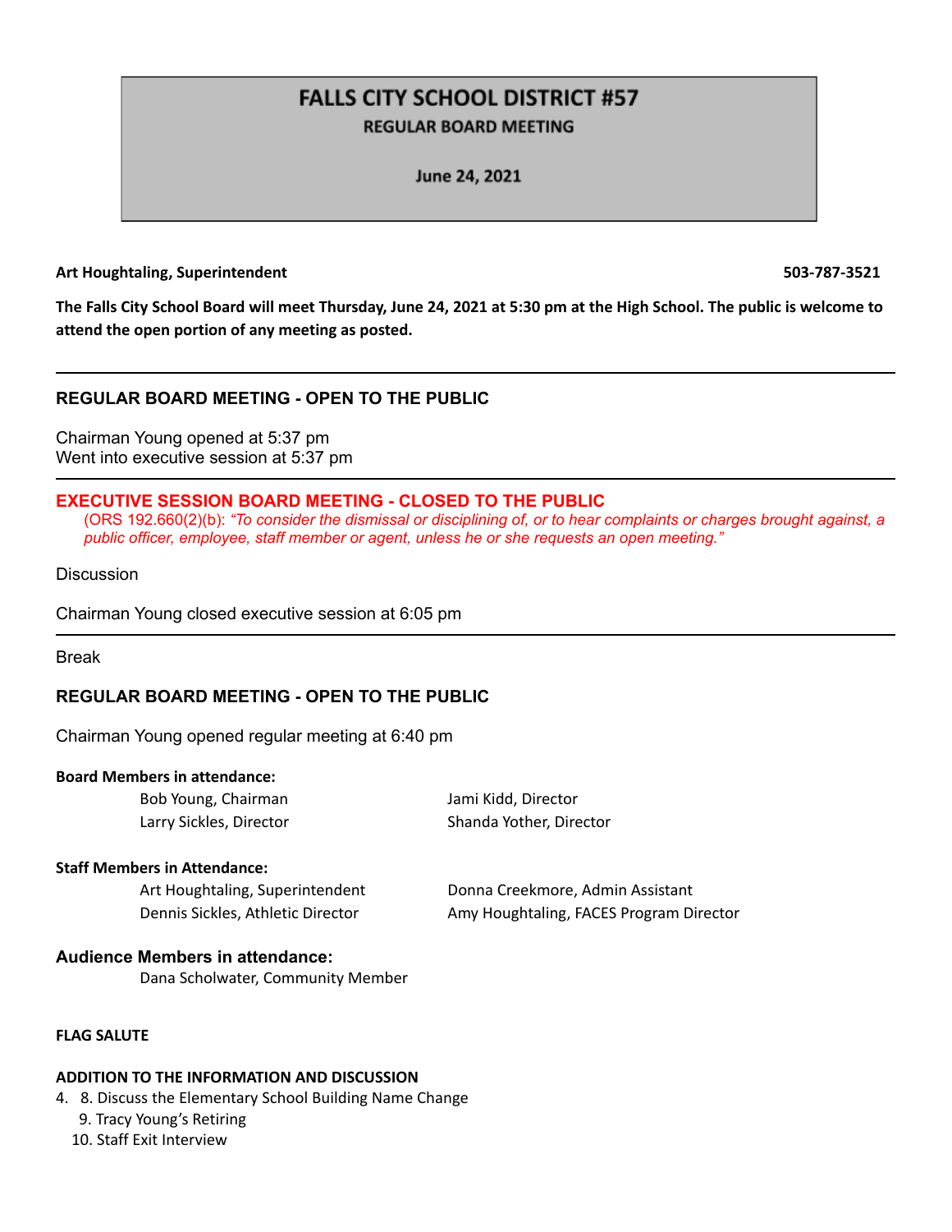# FALLS CITY SCHOOL DISTRICT #57

## REGULAR BOARD MEETING

**June 24, 2021**

**Art Houghtaling, Superintendent** **503-787-3521**

**The Falls City School Board will meet Thursday, June 24, 2021 at 5:30 pm at the High School. The public is welcome to attend the open portion of any meeting as posted.**

---

### REGULAR BOARD MEETING - OPEN TO THE PUBLIC

Chairman Young opened at 5:37 pm
Went into executive session at 5:37 pm

---

### EXECUTIVE SESSION BOARD MEETING - CLOSED TO THE PUBLIC

(ORS 192.660(2)(b): *"To consider the dismissal or disciplining of, or to hear complaints or charges brought against, a public officer, employee, staff member or agent, unless he or she requests an open meeting."*

Discussion

Chairman Young closed executive session at 6:05 pm

---

Break

### REGULAR BOARD MEETING - OPEN TO THE PUBLIC

Chairman Young opened regular meeting at 6:40 pm

**Board Members in attendance:**

- Bob Young, Chairman
- Jami Kidd, Director
- Larry Sickles, Director
- Shanda Yother, Director

**Staff Members in Attendance:**

- Art Houghtaling, Superintendent
- Donna Creekmore, Admin Assistant
- Dennis Sickles, Athletic Director
- Amy Houghtaling, FACES Program Director

**Audience Members in attendance:**

- Dana Scholwater, Community Member

**FLAG SALUTE**

**ADDITION TO THE INFORMATION AND DISCUSSION**

4. 8. Discuss the Elementary School Building Name Change
   9. Tracy Young's Retiring
   10. Staff Exit Interview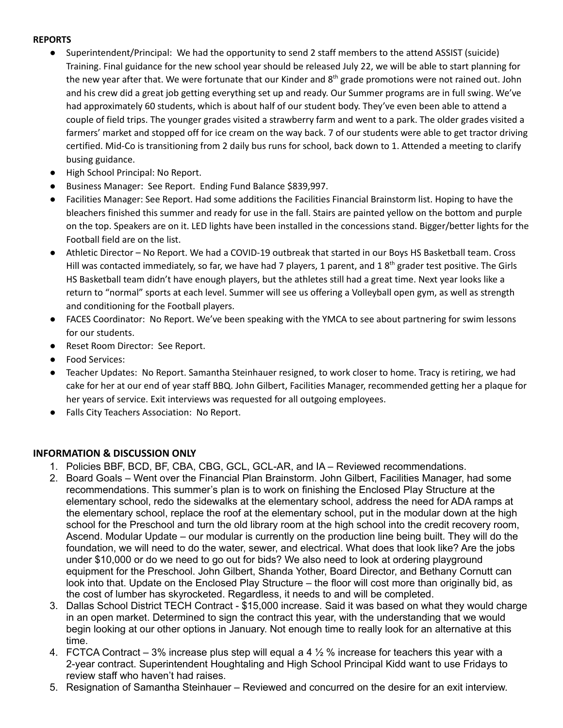**REPORTS**

- Superintendent/Principal: We had the opportunity to send 2 staff members to the attend ASSIST (suicide) Training. Final guidance for the new school year should be released July 22, we will be able to start planning for the new year after that. We were fortunate that our Kinder and 8th grade promotions were not rained out. John and his crew did a great job getting everything set up and ready. Our Summer programs are in full swing. We've had approximately 60 students, which is about half of our student body. They've even been able to attend a couple of field trips. The younger grades visited a strawberry farm and went to a park. The older grades visited a farmers' market and stopped off for ice cream on the way back. 7 of our students were able to get tractor driving certified. Mid-Co is transitioning from 2 daily bus runs for school, back down to 1. Attended a meeting to clarify busing guidance.
- High School Principal: No Report.
- Business Manager: See Report. Ending Fund Balance $839,997.
- Facilities Manager: See Report. Had some additions the Facilities Financial Brainstorm list. Hoping to have the bleachers finished this summer and ready for use in the fall. Stairs are painted yellow on the bottom and purple on the top. Speakers are on it. LED lights have been installed in the concessions stand. Bigger/better lights for the Football field are on the list.
- Athletic Director – No Report. We had a COVID-19 outbreak that started in our Boys HS Basketball team. Cross Hill was contacted immediately, so far, we have had 7 players, 1 parent, and 1 8th grader test positive. The Girls HS Basketball team didn't have enough players, but the athletes still had a great time. Next year looks like a return to "normal" sports at each level. Summer will see us offering a Volleyball open gym, as well as strength and conditioning for the Football players.
- FACES Coordinator: No Report. We've been speaking with the YMCA to see about partnering for swim lessons for our students.
- Reset Room Director: See Report.
- Food Services:
- Teacher Updates: No Report. Samantha Steinhauer resigned, to work closer to home. Tracy is retiring, we had cake for her at our end of year staff BBQ. John Gilbert, Facilities Manager, recommended getting her a plaque for her years of service. Exit interviews was requested for all outgoing employees.
- Falls City Teachers Association: No Report.

**INFORMATION & DISCUSSION ONLY**

1. Policies BBF, BCD, BF, CBA, CBG, GCL, GCL-AR, and IA – Reviewed recommendations.
2. Board Goals – Went over the Financial Plan Brainstorm. John Gilbert, Facilities Manager, had some recommendations. This summer's plan is to work on finishing the Enclosed Play Structure at the elementary school, redo the sidewalks at the elementary school, address the need for ADA ramps at the elementary school, replace the roof at the elementary school, put in the modular down at the high school for the Preschool and turn the old library room at the high school into the credit recovery room, Ascend. Modular Update – our modular is currently on the production line being built. They will do the foundation, we will need to do the water, sewer, and electrical. What does that look like? Are the jobs under $10,000 or do we need to go out for bids? We also need to look at ordering playground equipment for the Preschool. John Gilbert, Shanda Yother, Board Director, and Bethany Cornutt can look into that. Update on the Enclosed Play Structure – the floor will cost more than originally bid, as the cost of lumber has skyrocketed. Regardless, it needs to and will be completed.
3. Dallas School District TECH Contract - $15,000 increase. Said it was based on what they would charge in an open market. Determined to sign the contract this year, with the understanding that we would begin looking at our other options in January. Not enough time to really look for an alternative at this time.
4. FCTCA Contract – 3% increase plus step will equal a 4 ½ % increase for teachers this year with a 2-year contract. Superintendent Houghtaling and High School Principal Kidd want to use Fridays to review staff who haven't had raises.
5. Resignation of Samantha Steinhauer – Reviewed and concurred on the desire for an exit interview.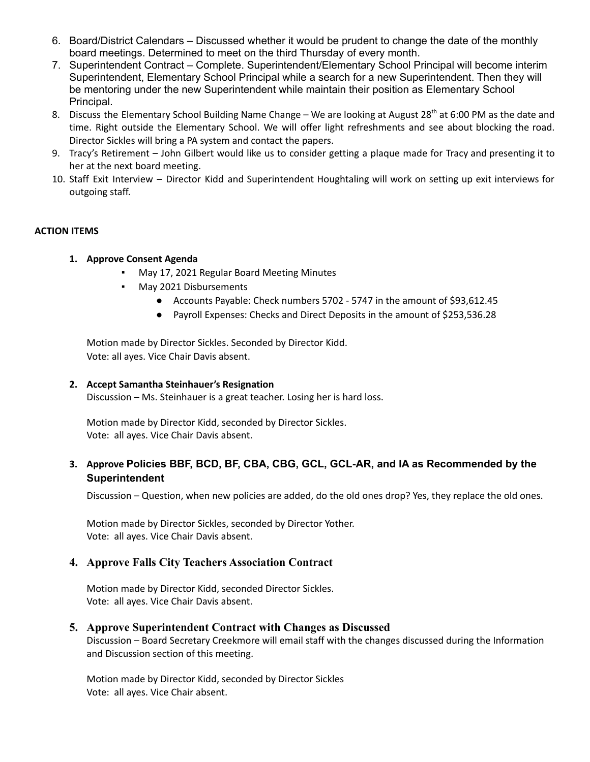6. Board/District Calendars – Discussed whether it would be prudent to change the date of the monthly board meetings. Determined to meet on the third Thursday of every month.
7. Superintendent Contract – Complete. Superintendent/Elementary School Principal will become interim Superintendent, Elementary School Principal while a search for a new Superintendent. Then they will be mentoring under the new Superintendent while maintain their position as Elementary School Principal.
8. Discuss the Elementary School Building Name Change – We are looking at August 28th at 6:00 PM as the date and time. Right outside the Elementary School. We will offer light refreshments and see about blocking the road. Director Sickles will bring a PA system and contact the papers.
9. Tracy's Retirement – John Gilbert would like us to consider getting a plaque made for Tracy and presenting it to her at the next board meeting.
10. Staff Exit Interview – Director Kidd and Superintendent Houghtaling will work on setting up exit interviews for outgoing staff.

**ACTION ITEMS**

1. **Approve Consent Agenda**
   - May 17, 2021 Regular Board Meeting Minutes
   - May 2021 Disbursements
     - Accounts Payable: Check numbers 5702 - 5747 in the amount of $93,612.45
     - Payroll Expenses: Checks and Direct Deposits in the amount of $253,536.28

   Motion made by Director Sickles. Seconded by Director Kidd.
   Vote: all ayes. Vice Chair Davis absent.

2. **Accept Samantha Steinhauer's Resignation**
   Discussion – Ms. Steinhauer is a great teacher. Losing her is hard loss.

   Motion made by Director Kidd, seconded by Director Sickles.
   Vote: all ayes. Vice Chair Davis absent.

3. **Approve Policies BBF, BCD, BF, CBA, CBG, GCL, GCL-AR, and IA as Recommended by the Superintendent**

   Discussion – Question, when new policies are added, do the old ones drop? Yes, they replace the old ones.

   Motion made by Director Sickles, seconded by Director Yother.
   Vote: all ayes. Vice Chair Davis absent.

4. **Approve Falls City Teachers Association Contract**

   Motion made by Director Kidd, seconded Director Sickles.
   Vote: all ayes. Vice Chair Davis absent.

5. **Approve Superintendent Contract with Changes as Discussed**
   Discussion – Board Secretary Creekmore will email staff with the changes discussed during the Information and Discussion section of this meeting.

   Motion made by Director Kidd, seconded by Director Sickles
   Vote: all ayes. Vice Chair absent.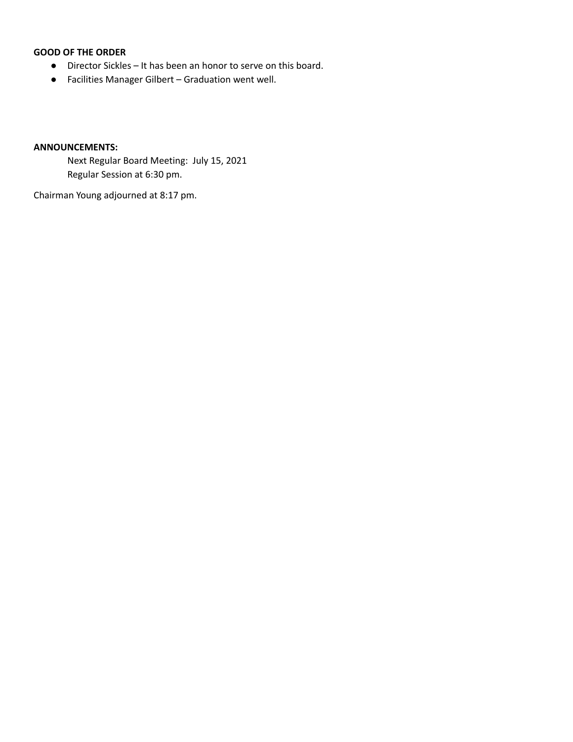**GOOD OF THE ORDER**

- Director Sickles – It has been an honor to serve on this board.
- Facilities Manager Gilbert – Graduation went well.

**ANNOUNCEMENTS:**

Next Regular Board Meeting: July 15, 2021
Regular Session at 6:30 pm.

Chairman Young adjourned at 8:17 pm.